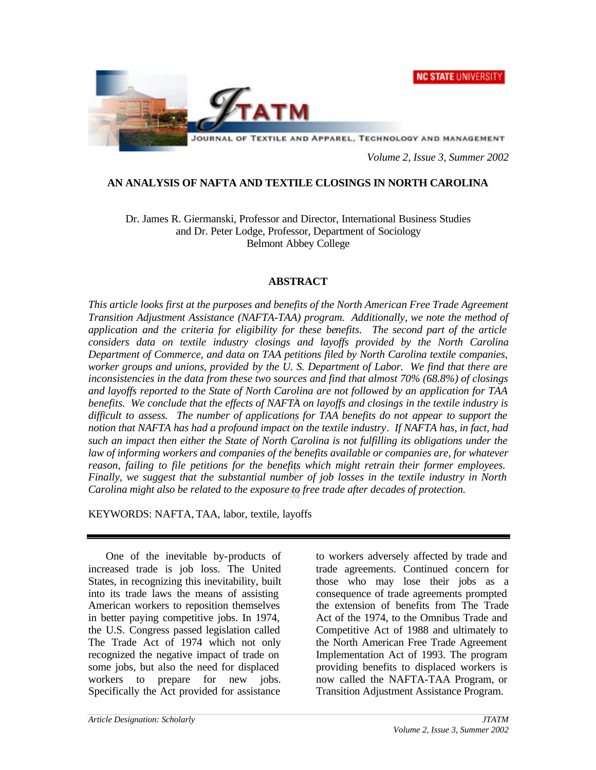# AN ANALYSIS OF NAFTA AND TEXTILE CLOSINGS IN NORTH CAROLINA

Dr. James R. Giermanski, Professor and Director, International Business Studies
and Dr. Peter Lodge, Professor, Department of Sociology
Belmont Abbey College

## ABSTRACT

*This article looks first at the purposes and benefits of the North American Free Trade Agreement Transition Adjustment Assistance (NAFTA-TAA) program. Additionally, we note the method of application and the criteria for eligibility for these benefits. The second part of the article considers data on textile industry closings and layoffs provided by the North Carolina Department of Commerce, and data on TAA petitions filed by North Carolina textile companies, worker groups and unions, provided by the U. S. Department of Labor. We find that there are inconsistencies in the data from these two sources and find that almost 70% (68.8%) of closings and layoffs reported to the State of North Carolina are not followed by an application for TAA benefits. We conclude that the effects of NAFTA on layoffs and closings in the textile industry is difficult to assess. The number of applications for TAA benefits do not appear to support the notion that NAFTA has had a profound impact on the textile industry. If NAFTA has, in fact, had such an impact then either the State of North Carolina is not fulfilling its obligations under the law of informing workers and companies of the benefits available or companies are, for whatever reason, failing to file petitions for the benefits which might retrain their former employees. Finally, we suggest that the substantial number of job losses in the textile industry in North Carolina might also be related to the exposure to free trade after decades of protection.*

KEYWORDS: NAFTA, TAA, labor, textile, layoffs

---

One of the inevitable by-products of increased trade is job loss. The United States, in recognizing this inevitability, built into its trade laws the means of assisting American workers to reposition themselves in better paying competitive jobs. In 1974, the U.S. Congress passed legislation called The Trade Act of 1974 which not only recognized the negative impact of trade on some jobs, but also the need for displaced workers to prepare for new jobs. Specifically the Act provided for assistance to workers adversely affected by trade and trade agreements. Continued concern for those who may lose their jobs as a consequence of trade agreements prompted the extension of benefits from The Trade Act of the 1974, to the Omnibus Trade and Competitive Act of 1988 and ultimately to the North American Free Trade Agreement Implementation Act of 1993. The program providing benefits to displaced workers is now called the NAFTA-TAA Program, or Transition Adjustment Assistance Program.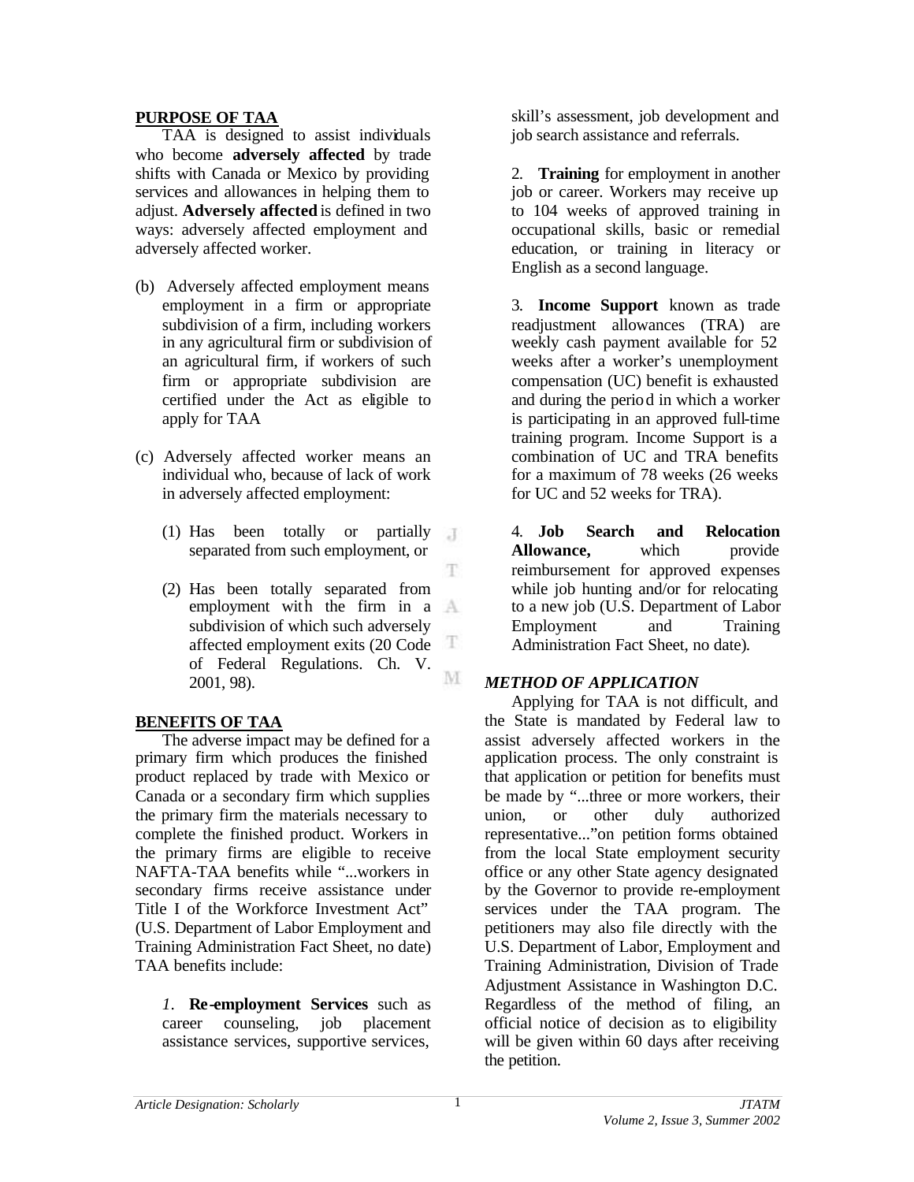**PURPOSE OF TAA**

TAA is designed to assist individuals who become **adversely affected** by trade shifts with Canada or Mexico by providing services and allowances in helping them to adjust. **Adversely affected** is defined in two ways: adversely affected employment and adversely affected worker.

(b) Adversely affected employment means employment in a firm or appropriate subdivision of a firm, including workers in any agricultural firm or subdivision of an agricultural firm, if workers of such firm or appropriate subdivision are certified under the Act as eligible to apply for TAA

(c) Adversely affected worker means an individual who, because of lack of work in adversely affected employment:

(1) Has been totally or partially separated from such employment, or

(2) Has been totally separated from employment with the firm in a subdivision of which such adversely affected employment exits (20 Code of Federal Regulations. Ch. V. 2001, 98).

**BENEFITS OF TAA**

The adverse impact may be defined for a primary firm which produces the finished product replaced by trade with Mexico or Canada or a secondary firm which supplies the primary firm the materials necessary to complete the finished product. Workers in the primary firms are eligible to receive NAFTA-TAA benefits while "...workers in secondary firms receive assistance under Title I of the Workforce Investment Act" (U.S. Department of Labor Employment and Training Administration Fact Sheet, no date) TAA benefits include:

*1.* **Re-employment Services** such as career counseling, job placement assistance services, supportive services, skill's assessment, job development and job search assistance and referrals.

2. **Training** for employment in another job or career. Workers may receive up to 104 weeks of approved training in occupational skills, basic or remedial education, or training in literacy or English as a second language.

3. **Income Support** known as trade readjustment allowances (TRA) are weekly cash payment available for 52 weeks after a worker's unemployment compensation (UC) benefit is exhausted and during the period in which a worker is participating in an approved full-time training program. Income Support is a combination of UC and TRA benefits for a maximum of 78 weeks (26 weeks for UC and 52 weeks for TRA).

4. **Job Search and Relocation Allowance,** which provide reimbursement for approved expenses while job hunting and/or for relocating to a new job (U.S. Department of Labor Employment and Training Administration Fact Sheet, no date).

***METHOD OF APPLICATION***

Applying for TAA is not difficult, and the State is mandated by Federal law to assist adversely affected workers in the application process. The only constraint is that application or petition for benefits must be made by "...three or more workers, their union, or other duly authorized representative..."on petition forms obtained from the local State employment security office or any other State agency designated by the Governor to provide re-employment services under the TAA program. The petitioners may also file directly with the U.S. Department of Labor, Employment and Training Administration, Division of Trade Adjustment Assistance in Washington D.C. Regardless of the method of filing, an official notice of decision as to eligibility will be given within 60 days after receiving the petition.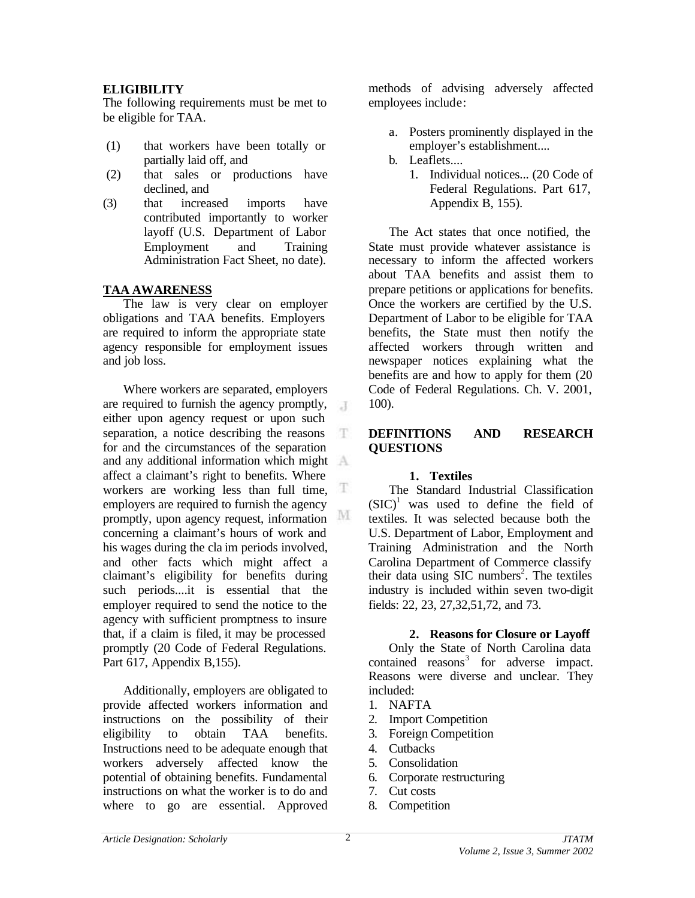**ELIGIBILITY**

The following requirements must be met to be eligible for TAA.

(1) that workers have been totally or partially laid off, and
(2) that sales or productions have declined, and
(3) that increased imports have contributed importantly to worker layoff (U.S. Department of Labor Employment and Training Administration Fact Sheet, no date).

**TAA AWARENESS**

The law is very clear on employer obligations and TAA benefits. Employers are required to inform the appropriate state agency responsible for employment issues and job loss.

Where workers are separated, employers are required to furnish the agency promptly, either upon agency request or upon such separation, a notice describing the reasons for and the circumstances of the separation and any additional information which might affect a claimant's right to benefits. Where workers are working less than full time, employers are required to furnish the agency promptly, upon agency request, information concerning a claimant's hours of work and his wages during the claim periods involved, and other facts which might affect a claimant's eligibility for benefits during such periods....it is essential that the employer required to send the notice to the agency with sufficient promptness to insure that, if a claim is filed, it may be processed promptly (20 Code of Federal Regulations. Part 617, Appendix B,155).

Additionally, employers are obligated to provide affected workers information and instructions on the possibility of their eligibility to obtain TAA benefits. Instructions need to be adequate enough that workers adversely affected know the potential of obtaining benefits. Fundamental instructions on what the worker is to do and where to go are essential. Approved methods of advising adversely affected employees include:

a. Posters prominently displayed in the employer's establishment....
b. Leaflets....
   1. Individual notices... (20 Code of Federal Regulations. Part 617, Appendix B, 155).

The Act states that once notified, the State must provide whatever assistance is necessary to inform the affected workers about TAA benefits and assist them to prepare petitions or applications for benefits. Once the workers are certified by the U.S. Department of Labor to be eligible for TAA benefits, the State must then notify the affected workers through written and newspaper notices explaining what the benefits are and how to apply for them (20 Code of Federal Regulations. Ch. V. 2001, 100).

**DEFINITIONS AND RESEARCH QUESTIONS**

**1. Textiles**

The Standard Industrial Classification (SIC)[1] was used to define the field of textiles. It was selected because both the U.S. Department of Labor, Employment and Training Administration and the North Carolina Department of Commerce classify their data using SIC numbers[2]. The textiles industry is included within seven two-digit fields: 22, 23, 27,32,51,72, and 73.

**2. Reasons for Closure or Layoff**

Only the State of North Carolina data contained reasons[3] for adverse impact. Reasons were diverse and unclear. They included:

1. NAFTA
2. Import Competition
3. Foreign Competition
4. Cutbacks
5. Consolidation
6. Corporate restructuring
7. Cut costs
8. Competition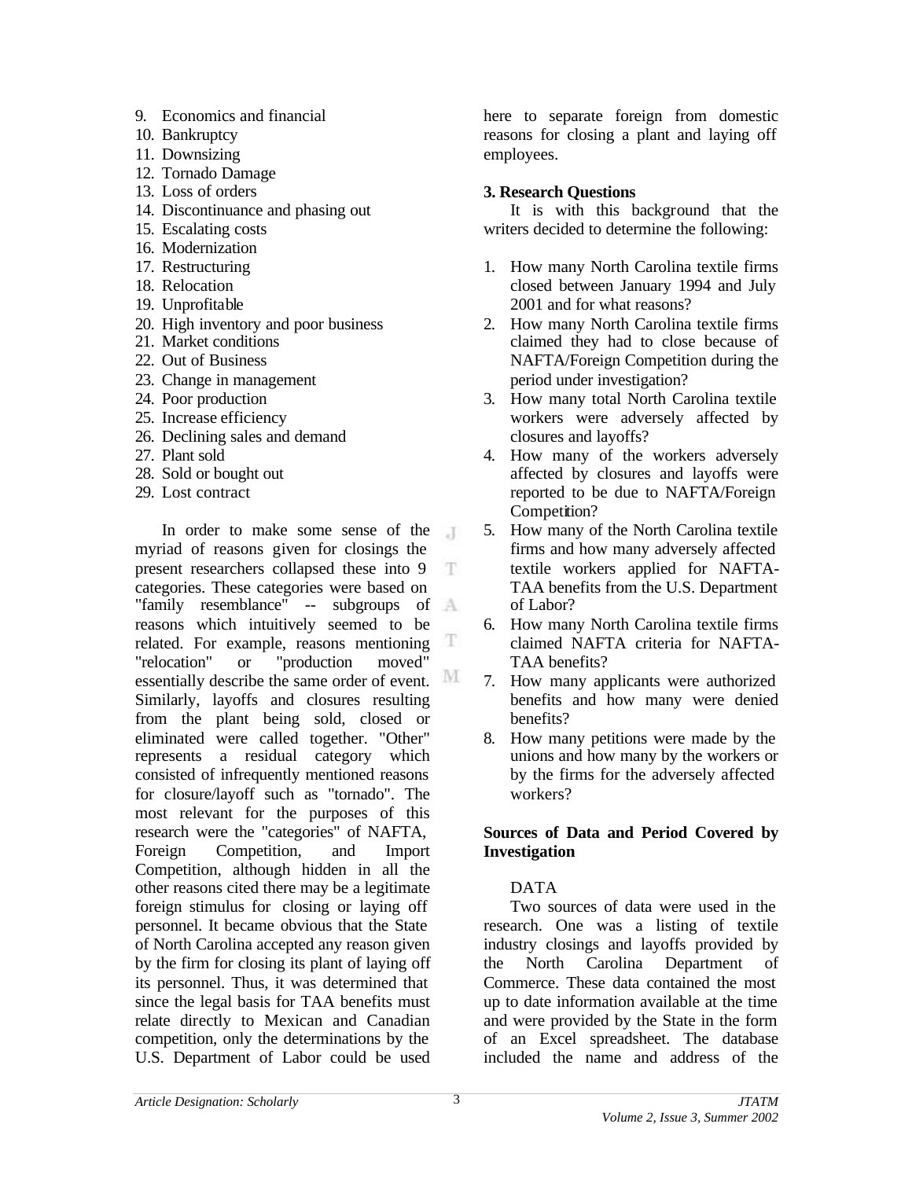9. Economics and financial
10. Bankruptcy
11. Downsizing
12. Tornado Damage
13. Loss of orders
14. Discontinuance and phasing out
15. Escalating costs
16. Modernization
17. Restructuring
18. Relocation
19. Unprofitable
20. High inventory and poor business
21. Market conditions
22. Out of Business
23. Change in management
24. Poor production
25. Increase efficiency
26. Declining sales and demand
27. Plant sold
28. Sold or bought out
29. Lost contract

In order to make some sense of the myriad of reasons given for closings the present researchers collapsed these into 9 categories. These categories were based on "family resemblance" -- subgroups of reasons which intuitively seemed to be related. For example, reasons mentioning "relocation" or "production moved" essentially describe the same order of event. Similarly, layoffs and closures resulting from the plant being sold, closed or eliminated were called together. "Other" represents a residual category which consisted of infrequently mentioned reasons for closure/layoff such as "tornado". The most relevant for the purposes of this research were the "categories" of NAFTA, Foreign Competition, and Import Competition, although hidden in all the other reasons cited there may be a legitimate foreign stimulus for closing or laying off personnel. It became obvious that the State of North Carolina accepted any reason given by the firm for closing its plant of laying off its personnel. Thus, it was determined that since the legal basis for TAA benefits must relate directly to Mexican and Canadian competition, only the determinations by the U.S. Department of Labor could be used here to separate foreign from domestic reasons for closing a plant and laying off employees.

## 3. Research Questions

It is with this background that the writers decided to determine the following:

1. How many North Carolina textile firms closed between January 1994 and July 2001 and for what reasons?
2. How many North Carolina textile firms claimed they had to close because of NAFTA/Foreign Competition during the period under investigation?
3. How many total North Carolina textile workers were adversely affected by closures and layoffs?
4. How many of the workers adversely affected by closures and layoffs were reported to be due to NAFTA/Foreign Competition?
5. How many of the North Carolina textile firms and how many adversely affected textile workers applied for NAFTA-TAA benefits from the U.S. Department of Labor?
6. How many North Carolina textile firms claimed NAFTA criteria for NAFTA-TAA benefits?
7. How many applicants were authorized benefits and how many were denied benefits?
8. How many petitions were made by the unions and how many by the workers or by the firms for the adversely affected workers?

### Sources of Data and Period Covered by Investigation

DATA

Two sources of data were used in the research. One was a listing of textile industry closings and layoffs provided by the North Carolina Department of Commerce. These data contained the most up to date information available at the time and were provided by the State in the form of an Excel spreadsheet. The database included the name and address of the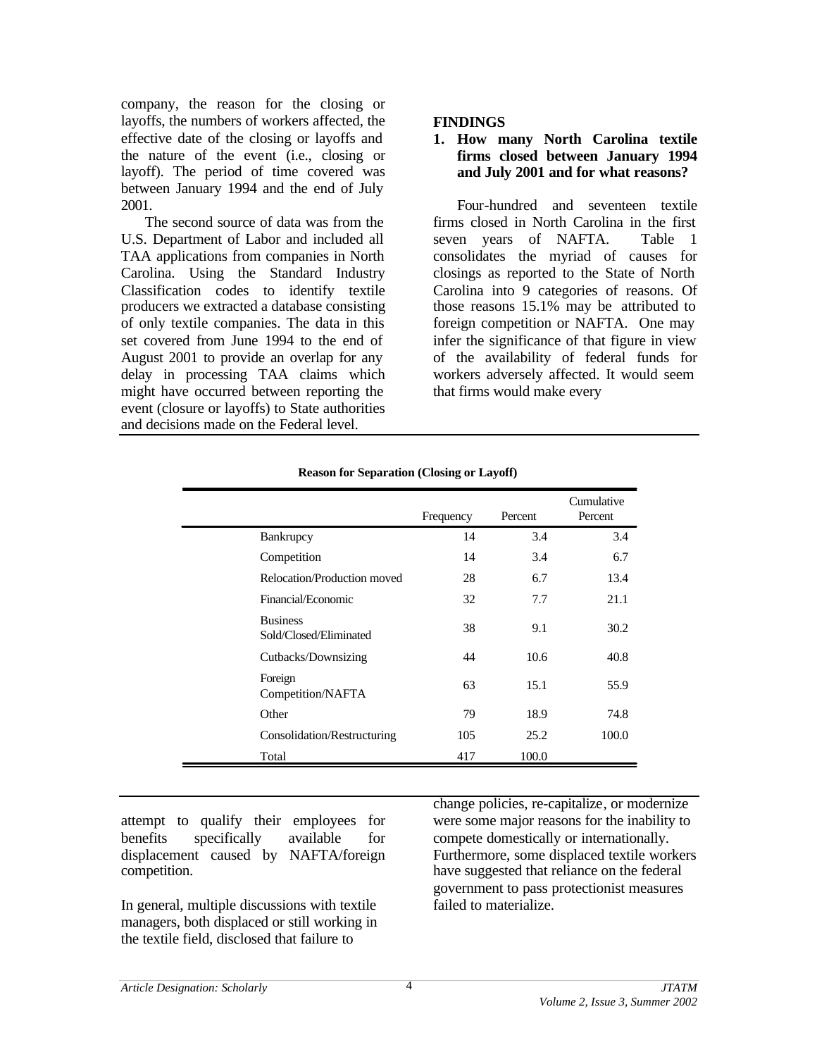company, the reason for the closing or layoffs, the numbers of workers affected, the effective date of the closing or layoffs and the nature of the event (i.e., closing or layoff). The period of time covered was between January 1994 and the end of July 2001.

The second source of data was from the U.S. Department of Labor and included all TAA applications from companies in North Carolina. Using the Standard Industry Classification codes to identify textile producers we extracted a database consisting of only textile companies. The data in this set covered from June 1994 to the end of August 2001 to provide an overlap for any delay in processing TAA claims which might have occurred between reporting the event (closure or layoffs) to State authorities and decisions made on the Federal level.

## FINDINGS

### 1. How many North Carolina textile firms closed between January 1994 and July 2001 and for what reasons?

Four-hundred and seventeen textile firms closed in North Carolina in the first seven years of NAFTA. Table 1 consolidates the myriad of causes for closings as reported to the State of North Carolina into 9 categories of reasons. Of those reasons 15.1% may be attributed to foreign competition or NAFTA. One may infer the significance of that figure in view of the availability of federal funds for workers adversely affected. It would seem that firms would make every attempt to qualify their employees for benefits specifically available for displacement caused by NAFTA/foreign competition.

**Reason for Separation (Closing or Layoff)**

| | Frequency | Percent | Cumulative Percent |
|---|---|---|---|
| Bankrupcy | 14 | 3.4 | 3.4 |
| Competition | 14 | 3.4 | 6.7 |
| Relocation/Production moved | 28 | 6.7 | 13.4 |
| Financial/Economic | 32 | 7.7 | 21.1 |
| Business Sold/Closed/Eliminated | 38 | 9.1 | 30.2 |
| Cutbacks/Downsizing | 44 | 10.6 | 40.8 |
| Foreign Competition/NAFTA | 63 | 15.1 | 55.9 |
| Other | 79 | 18.9 | 74.8 |
| Consolidation/Restructuring | 105 | 25.2 | 100.0 |
| Total | 417 | 100.0 | |

In general, multiple discussions with textile managers, both displaced or still working in the textile field, disclosed that failure to change policies, re-capitalize, or modernize were some major reasons for the inability to compete domestically or internationally. Furthermore, some displaced textile workers have suggested that reliance on the federal government to pass protectionist measures failed to materialize.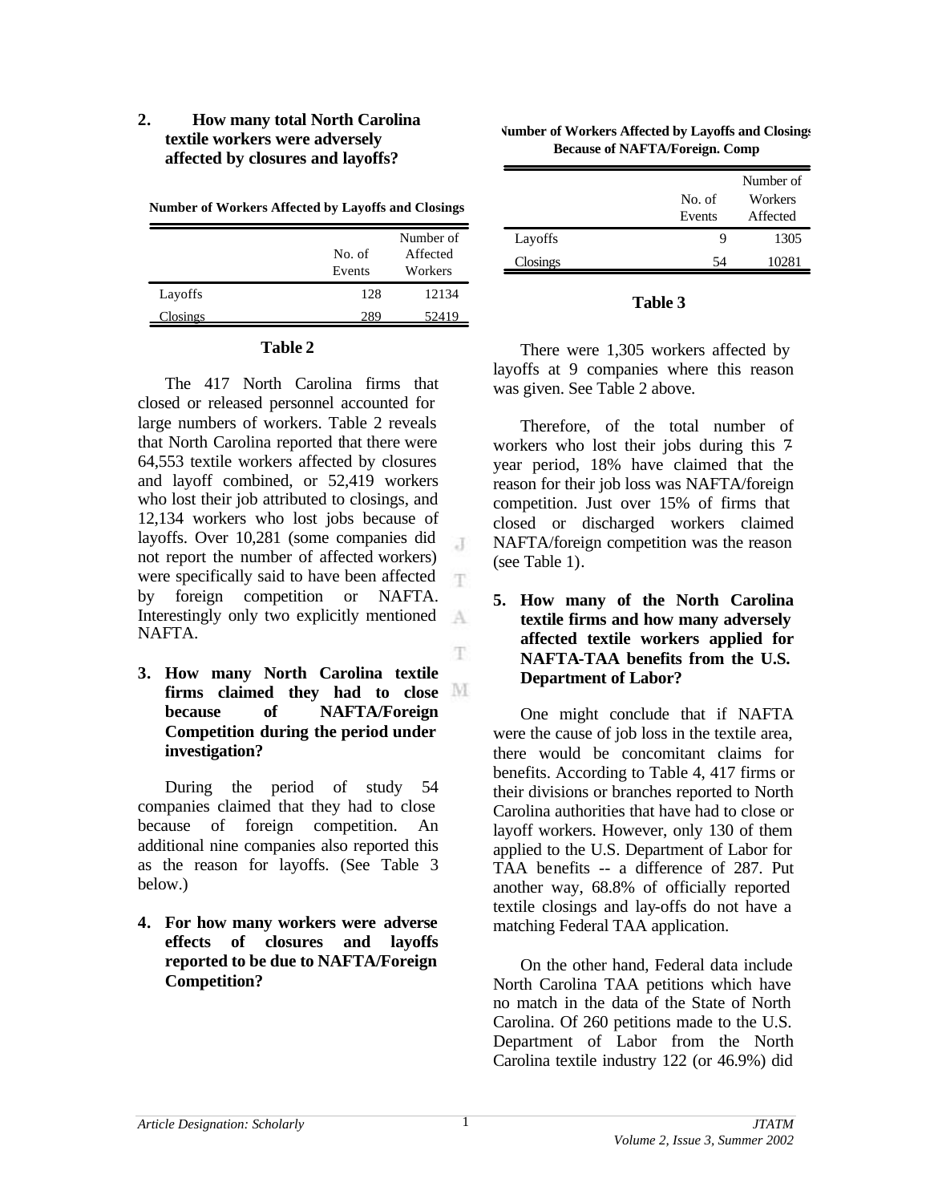2. **How many total North Carolina textile workers were adversely affected by closures and layoffs?**

**Number of Workers Affected by Layoffs and Closings**

| | No. of Events | Number of Affected Workers |
|---|---|---|
| Layoffs | 128 | 12134 |
| Closings | 289 | 52419 |

**Table 2**

The 417 North Carolina firms that closed or released personnel accounted for large numbers of workers. Table 2 reveals that North Carolina reported that there were 64,553 textile workers affected by closures and layoff combined, or 52,419 workers who lost their job attributed to closings, and 12,134 workers who lost jobs because of layoffs. Over 10,281 (some companies did not report the number of affected workers) were specifically said to have been affected by foreign competition or NAFTA. Interestingly only two explicitly mentioned NAFTA.

3. **How many North Carolina textile firms claimed they had to close because of NAFTA/Foreign Competition during the period under investigation?**

During the period of study 54 companies claimed that they had to close because of foreign competition. An additional nine companies also reported this as the reason for layoffs. (See Table 3 below.)

4. **For how many workers were adverse effects of closures and layoffs reported to be due to NAFTA/Foreign Competition?**

**Number of Workers Affected by Layoffs and Closings Because of NAFTA/Foreign. Comp**

| | No. of Events | Number of Workers Affected |
|---|---|---|
| Layoffs | 9 | 1305 |
| Closings | 54 | 10281 |

**Table 3**

There were 1,305 workers affected by layoffs at 9 companies where this reason was given. See Table 2 above.

Therefore, of the total number of workers who lost their jobs during this 7-year period, 18% have claimed that the reason for their job loss was NAFTA/foreign competition. Just over 15% of firms that closed or discharged workers claimed NAFTA/foreign competition was the reason (see Table 1).

5. **How many of the North Carolina textile firms and how many adversely affected textile workers applied for NAFTA-TAA benefits from the U.S. Department of Labor?**

One might conclude that if NAFTA were the cause of job loss in the textile area, there would be concomitant claims for benefits. According to Table 4, 417 firms or their divisions or branches reported to North Carolina authorities that have had to close or layoff workers. However, only 130 of them applied to the U.S. Department of Labor for TAA benefits -- a difference of 287. Put another way, 68.8% of officially reported textile closings and lay-offs do not have a matching Federal TAA application.

On the other hand, Federal data include North Carolina TAA petitions which have no match in the data of the State of North Carolina. Of 260 petitions made to the U.S. Department of Labor from the North Carolina textile industry 122 (or 46.9%) did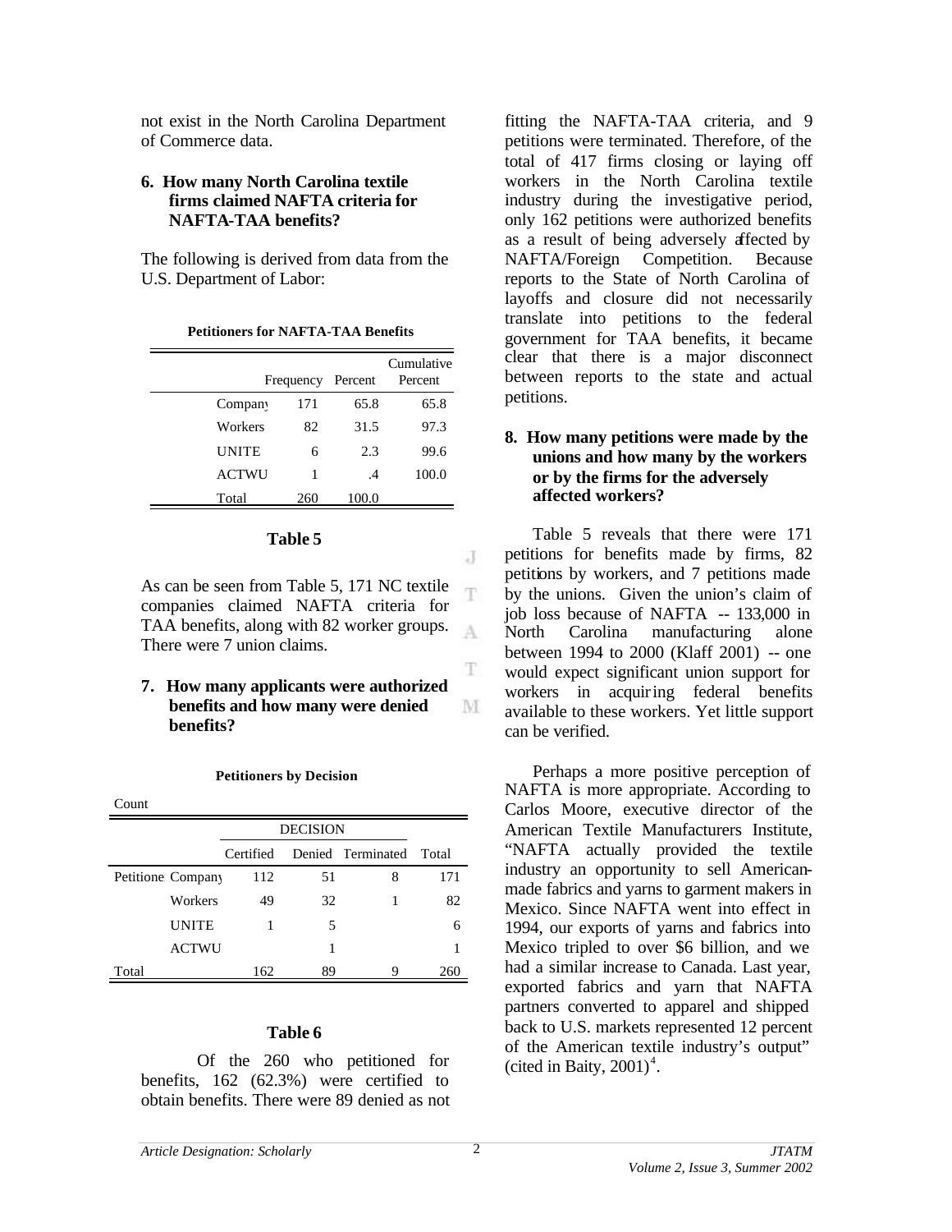not exist in the North Carolina Department of Commerce data.

**6. How many North Carolina textile firms claimed NAFTA criteria for NAFTA-TAA benefits?**

The following is derived from data from the U.S. Department of Labor:

**Petitioners for NAFTA-TAA Benefits**

| | Frequency | Percent | Cumulative Percent |
|---|---|---|---|
| Company | 171 | 65.8 | 65.8 |
| Workers | 82 | 31.5 | 97.3 |
| UNITE | 6 | 2.3 | 99.6 |
| ACTWU | 1 | .4 | 100.0 |
| Total | 260 | 100.0 | |

**Table 5**

As can be seen from Table 5, 171 NC textile companies claimed NAFTA criteria for TAA benefits, along with 82 worker groups. There were 7 union claims.

**7. How many applicants were authorized benefits and how many were denied benefits?**

**Petitioners by Decision**

Count

| | | DECISION | | | |
|---|---|---|---|---|---|
| | | Certified | Denied | Terminated | Total |
| Petitione | Company | 112 | 51 | 8 | 171 |
| | Workers | 49 | 32 | 1 | 82 |
| | UNITE | 1 | 5 | | 6 |
| | ACTWU | | 1 | | 1 |
| Total | | 162 | 89 | 9 | 260 |

**Table 6**

Of the 260 who petitioned for benefits, 162 (62.3%) were certified to obtain benefits. There were 89 denied as not fitting the NAFTA-TAA criteria, and 9 petitions were terminated. Therefore, of the total of 417 firms closing or laying off workers in the North Carolina textile industry during the investigative period, only 162 petitions were authorized benefits as a result of being adversely affected by NAFTA/Foreign Competition. Because reports to the State of North Carolina of layoffs and closure did not necessarily translate into petitions to the federal government for TAA benefits, it became clear that there is a major disconnect between reports to the state and actual petitions.

**8. How many petitions were made by the unions and how many by the workers or by the firms for the adversely affected workers?**

Table 5 reveals that there were 171 petitions for benefits made by firms, 82 petitions by workers, and 7 petitions made by the unions. Given the union's claim of job loss because of NAFTA -- 133,000 in North Carolina manufacturing alone between 1994 to 2000 (Klaff 2001) -- one would expect significant union support for workers in acquiring federal benefits available to these workers. Yet little support can be verified.

Perhaps a more positive perception of NAFTA is more appropriate. According to Carlos Moore, executive director of the American Textile Manufacturers Institute, "NAFTA actually provided the textile industry an opportunity to sell American-made fabrics and yarns to garment makers in Mexico. Since NAFTA went into effect in 1994, our exports of yarns and fabrics into Mexico tripled to over $6 billion, and we had a similar increase to Canada. Last year, exported fabrics and yarn that NAFTA partners converted to apparel and shipped back to U.S. markets represented 12 percent of the American textile industry's output" (cited in Baity, 2001)[4].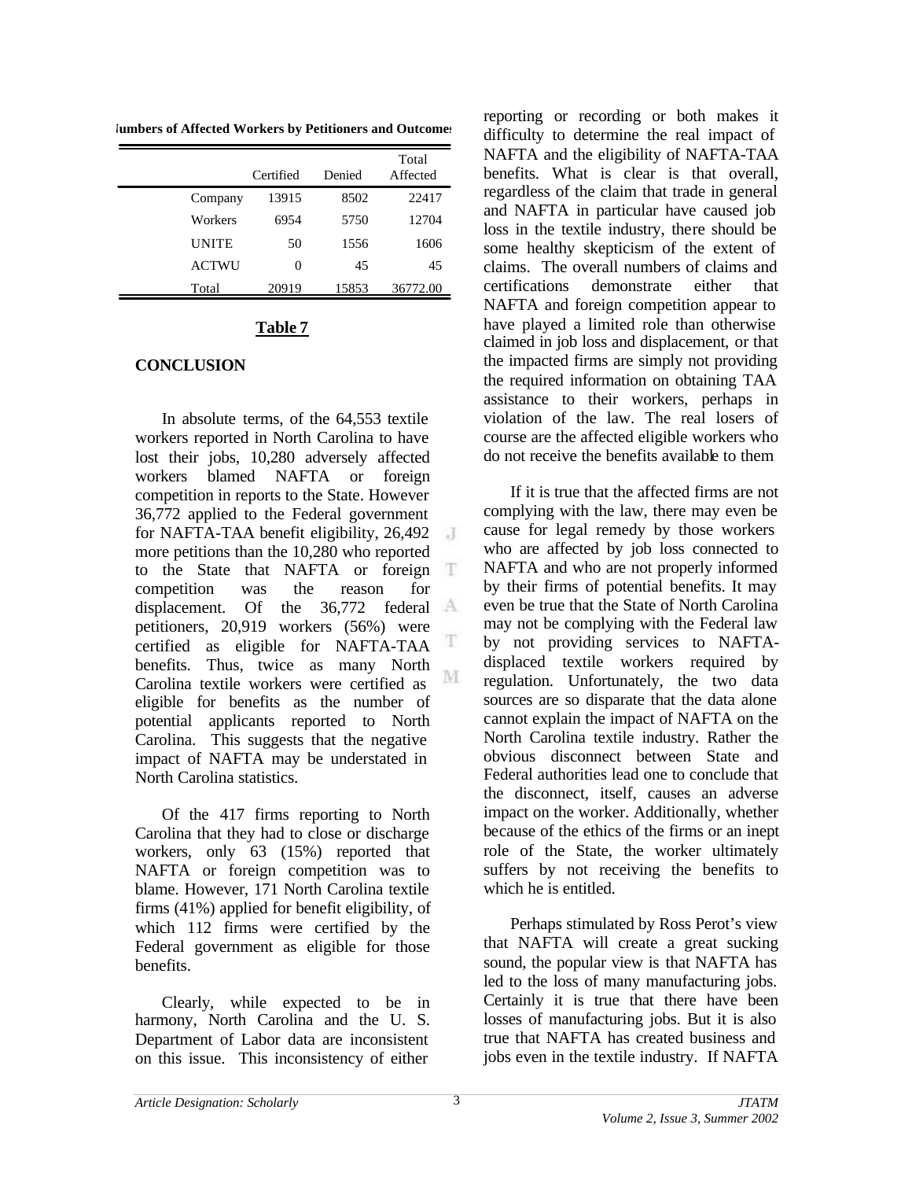**Numbers of Affected Workers by Petitioners and Outcomes**

| | Certified | Denied | Total Affected |
|---|---|---|---|
| Company | 13915 | 8502 | 22417 |
| Workers | 6954 | 5750 | 12704 |
| UNITE | 50 | 1556 | 1606 |
| ACTWU | 0 | 45 | 45 |
| Total | 20919 | 15853 | 36772.00 |

**Table 7**

## CONCLUSION

In absolute terms, of the 64,553 textile workers reported in North Carolina to have lost their jobs, 10,280 adversely affected workers blamed NAFTA or foreign competition in reports to the State. However 36,772 applied to the Federal government for NAFTA-TAA benefit eligibility, 26,492 more petitions than the 10,280 who reported to the State that NAFTA or foreign competition was the reason for displacement. Of the 36,772 federal petitioners, 20,919 workers (56%) were certified as eligible for NAFTA-TAA benefits. Thus, twice as many North Carolina textile workers were certified as eligible for benefits as the number of potential applicants reported to North Carolina. This suggests that the negative impact of NAFTA may be understated in North Carolina statistics.

Of the 417 firms reporting to North Carolina that they had to close or discharge workers, only 63 (15%) reported that NAFTA or foreign competition was to blame. However, 171 North Carolina textile firms (41%) applied for benefit eligibility, of which 112 firms were certified by the Federal government as eligible for those benefits.

Clearly, while expected to be in harmony, North Carolina and the U. S. Department of Labor data are inconsistent on this issue. This inconsistency of either reporting or recording or both makes it difficulty to determine the real impact of NAFTA and the eligibility of NAFTA-TAA benefits. What is clear is that overall, regardless of the claim that trade in general and NAFTA in particular have caused job loss in the textile industry, there should be some healthy skepticism of the extent of claims. The overall numbers of claims and certifications demonstrate either that NAFTA and foreign competition appear to have played a limited role than otherwise claimed in job loss and displacement, or that the impacted firms are simply not providing the required information on obtaining TAA assistance to their workers, perhaps in violation of the law. The real losers of course are the affected eligible workers who do not receive the benefits available to them

If it is true that the affected firms are not complying with the law, there may even be cause for legal remedy by those workers who are affected by job loss connected to NAFTA and who are not properly informed by their firms of potential benefits. It may even be true that the State of North Carolina may not be complying with the Federal law by not providing services to NAFTA-displaced textile workers required by regulation. Unfortunately, the two data sources are so disparate that the data alone cannot explain the impact of NAFTA on the North Carolina textile industry. Rather the obvious disconnect between State and Federal authorities lead one to conclude that the disconnect, itself, causes an adverse impact on the worker. Additionally, whether because of the ethics of the firms or an inept role of the State, the worker ultimately suffers by not receiving the benefits to which he is entitled.

Perhaps stimulated by Ross Perot's view that NAFTA will create a great sucking sound, the popular view is that NAFTA has led to the loss of many manufacturing jobs. Certainly it is true that there have been losses of manufacturing jobs. But it is also true that NAFTA has created business and jobs even in the textile industry. If NAFTA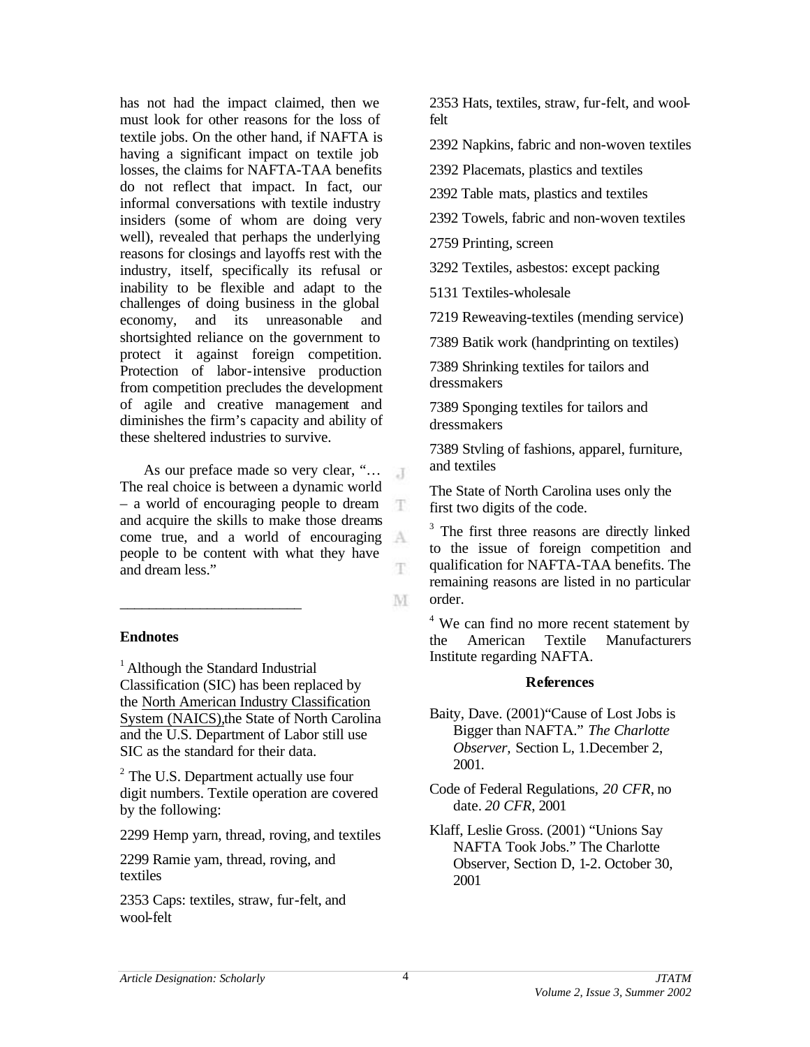has not had the impact claimed, then we must look for other reasons for the loss of textile jobs. On the other hand, if NAFTA is having a significant impact on textile job losses, the claims for NAFTA-TAA benefits do not reflect that impact. In fact, our informal conversations with textile industry insiders (some of whom are doing very well), revealed that perhaps the underlying reasons for closings and layoffs rest with the industry, itself, specifically its refusal or inability to be flexible and adapt to the challenges of doing business in the global economy, and its unreasonable and shortsighted reliance on the government to protect it against foreign competition. Protection of labor-intensive production from competition precludes the development of agile and creative management and diminishes the firm's capacity and ability of these sheltered industries to survive.

As our preface made so very clear, "… The real choice is between a dynamic world – a world of encouraging people to dream and acquire the skills to make those dreams come true, and a world of encouraging people to be content with what they have and dream less."

---

## Endnotes

[1] Although the Standard Industrial Classification (SIC) has been replaced by the North American Industry Classification System (NAICS), the State of North Carolina and the U.S. Department of Labor still use SIC as the standard for their data.

[2] The U.S. Department actually use four digit numbers. Textile operation are covered by the following:

2299 Hemp yarn, thread, roving, and textiles

2299 Ramie yam, thread, roving, and textiles

2353 Caps: textiles, straw, fur-felt, and wool-felt

2353 Hats, textiles, straw, fur-felt, and wool-felt

2392 Napkins, fabric and non-woven textiles

2392 Placemats, plastics and textiles

2392 Table mats, plastics and textiles

2392 Towels, fabric and non-woven textiles

2759 Printing, screen

3292 Textiles, asbestos: except packing

5131 Textiles-wholesale

7219 Reweaving-textiles (mending service)

7389 Batik work (handprinting on textiles)

7389 Shrinking textiles for tailors and dressmakers

7389 Sponging textiles for tailors and dressmakers

7389 Stvling of fashions, apparel, furniture, and textiles

The State of North Carolina uses only the first two digits of the code.

[3] The first three reasons are directly linked to the issue of foreign competition and qualification for NAFTA-TAA benefits. The remaining reasons are listed in no particular order.

[4] We can find no more recent statement by the American Textile Manufacturers Institute regarding NAFTA.

## References

Baity, Dave. (2001)"Cause of Lost Jobs is Bigger than NAFTA." *The Charlotte Observer,* Section L, 1.December 2, 2001.

Code of Federal Regulations, *20 CFR*, no date. *20 CFR*, 2001

Klaff, Leslie Gross. (2001) "Unions Say NAFTA Took Jobs." The Charlotte Observer, Section D, 1-2. October 30, 2001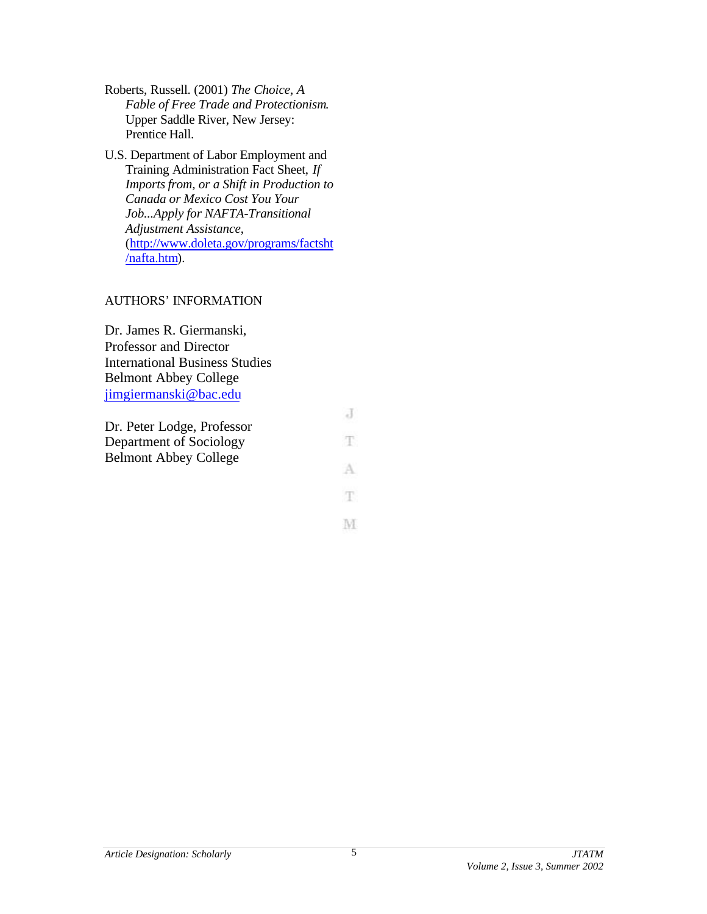Roberts, Russell. (2001) *The Choice, A Fable of Free Trade and Protectionism*. Upper Saddle River, New Jersey: Prentice Hall.

U.S. Department of Labor Employment and Training Administration Fact Sheet, *If Imports from, or a Shift in Production to Canada or Mexico Cost You Your Job...Apply for NAFTA-Transitional Adjustment Assistance*, (http://www.doleta.gov/programs/factsht/nafta.htm).

## AUTHORS' INFORMATION

Dr. James R. Giermanski,
Professor and Director
International Business Studies
Belmont Abbey College
jimgiermanski@bac.edu

Dr. Peter Lodge, Professor
Department of Sociology
Belmont Abbey College